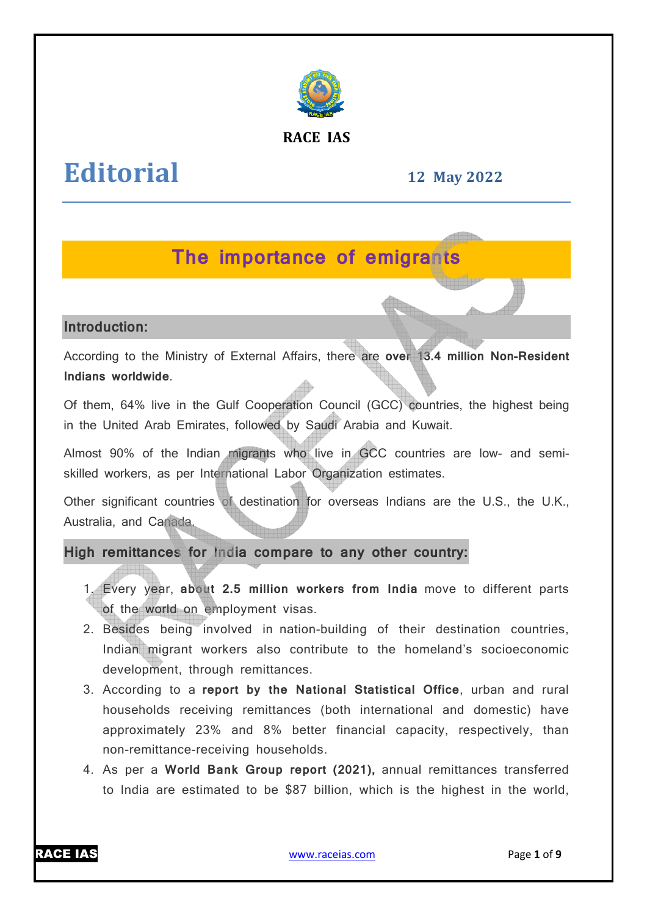RACE IAS

# Editorial

**12 May 2022**

## The importance of emigrants

### Introduction:

According to the Ministry of External Affairs, there are **over 13.4 million Non-Resident Indians worldwide**.

Of them, 64% live in the Gulf Cooperation Council (GCC) countries, the highest being in the United Arab Emirates, followed by Saudi Arabia and Kuwait.

Almost 90% of the Indian migrants who live in GCC countries are low- and semi-skilled workers, as per International Labor Organization estimates.

Other significant countries of destination for overseas Indians are the U.S., the U.K., Australia, and Canada.

### High remittances for India compare to any other country:

1. Every year, **about 2.5 million workers from India** move to different parts of the world on employment visas.
2. Besides being involved in nation-building of their destination countries, Indian migrant workers also contribute to the homeland's socioeconomic development, through remittances.
3. According to a **report by the National Statistical Office**, urban and rural households receiving remittances (both international and domestic) have approximately 23% and 8% better financial capacity, respectively, than non-remittance-receiving households.
4. As per a **World Bank Group report (2021),** annual remittances transferred to India are estimated to be $87 billion, which is the highest in the world,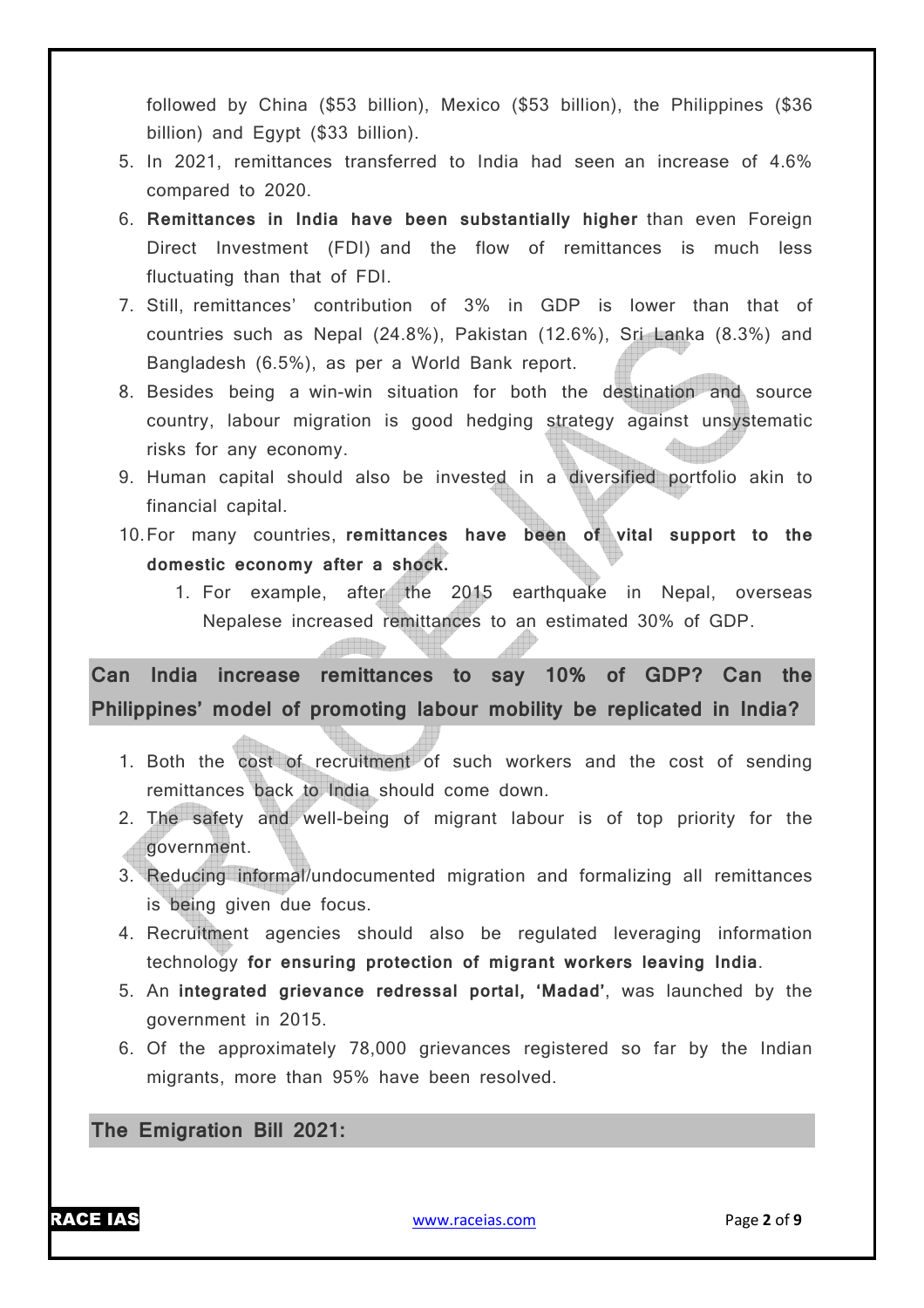followed by China ($53 billion), Mexico ($53 billion), the Philippines ($36 billion) and Egypt ($33 billion).

5. In 2021, remittances transferred to India had seen an increase of 4.6% compared to 2020.
6. **Remittances in India have been substantially higher** than even Foreign Direct Investment (FDI) and the flow of remittances is much less fluctuating than that of FDI.
7. Still, remittances' contribution of 3% in GDP is lower than that of countries such as Nepal (24.8%), Pakistan (12.6%), Sri Lanka (8.3%) and Bangladesh (6.5%), as per a World Bank report.
8. Besides being a win-win situation for both the destination and source country, labour migration is good hedging strategy against unsystematic risks for any economy.
9. Human capital should also be invested in a diversified portfolio akin to financial capital.
10. For many countries, **remittances have been of vital support to the domestic economy after a shock.**
    1. For example, after the 2015 earthquake in Nepal, overseas Nepalese increased remittances to an estimated 30% of GDP.

## Can India increase remittances to say 10% of GDP? Can the Philippines' model of promoting labour mobility be replicated in India?

1. Both the cost of recruitment of such workers and the cost of sending remittances back to India should come down.
2. The safety and well-being of migrant labour is of top priority for the government.
3. Reducing informal/undocumented migration and formalizing all remittances is being given due focus.
4. Recruitment agencies should also be regulated leveraging information technology **for ensuring protection of migrant workers leaving India**.
5. An **integrated grievance redressal portal, 'Madad'**, was launched by the government in 2015.
6. Of the approximately 78,000 grievances registered so far by the Indian migrants, more than 95% have been resolved.

## The Emigration Bill 2021: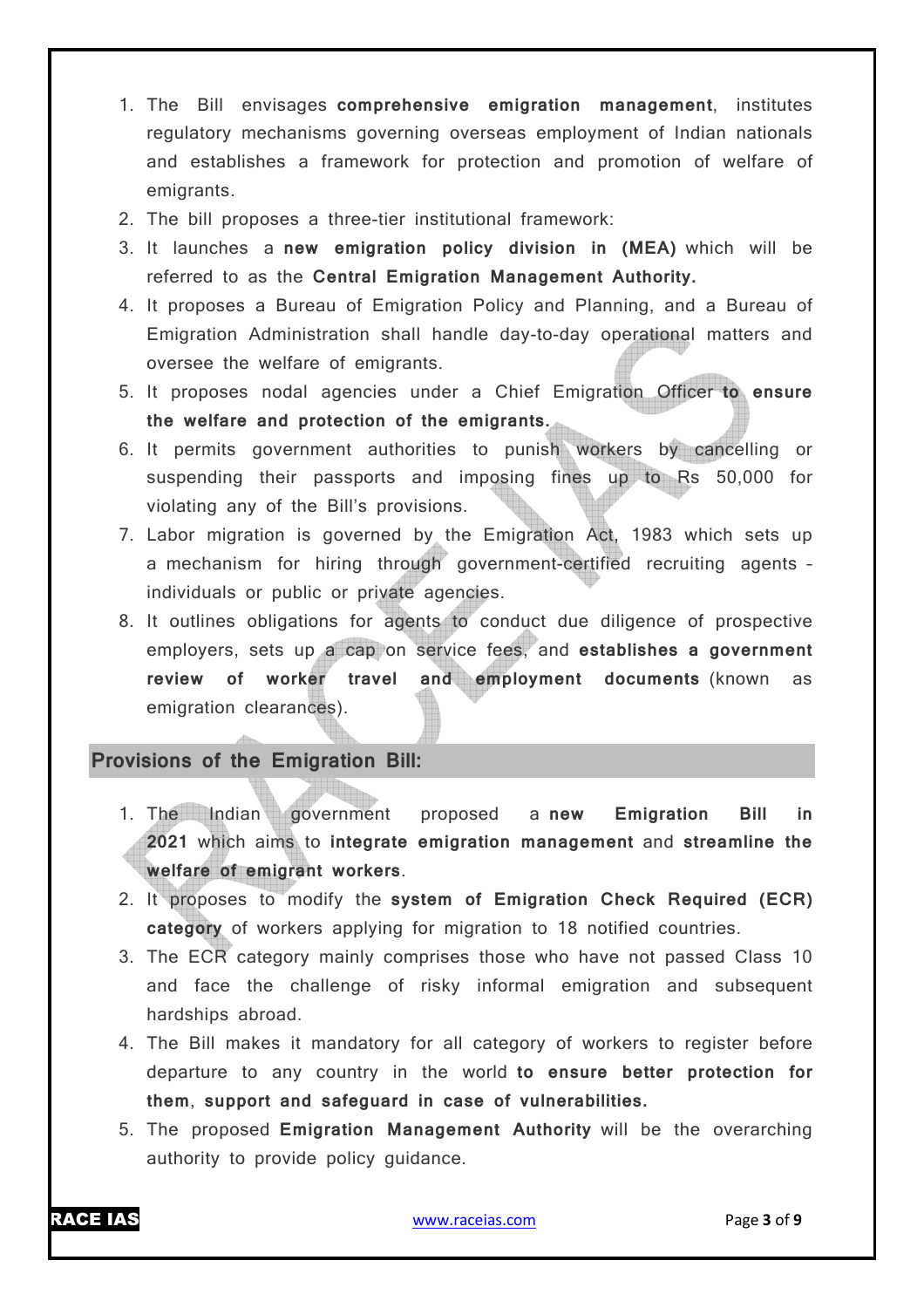1. The Bill envisages **comprehensive emigration management**, institutes regulatory mechanisms governing overseas employment of Indian nationals and establishes a framework for protection and promotion of welfare of emigrants.
2. The bill proposes a three-tier institutional framework:
3. It launches a **new emigration policy division in (MEA)** which will be referred to as the **Central Emigration Management Authority.**
4. It proposes a Bureau of Emigration Policy and Planning, and a Bureau of Emigration Administration shall handle day-to-day operational matters and oversee the welfare of emigrants.
5. It proposes nodal agencies under a Chief Emigration Officer **to ensure the welfare and protection of the emigrants.**
6. It permits government authorities to punish workers by cancelling or suspending their passports and imposing fines up to Rs 50,000 for violating any of the Bill's provisions.
7. Labor migration is governed by the Emigration Act, 1983 which sets up a mechanism for hiring through government-certified recruiting agents - individuals or public or private agencies.
8. It outlines obligations for agents to conduct due diligence of prospective employers, sets up a cap on service fees, and **establishes a government review of worker travel and employment documents** (known as emigration clearances).

## Provisions of the Emigration Bill:

1. The Indian government proposed a **new Emigration Bill in 2021** which aims to **integrate emigration management** and **streamline the welfare of emigrant workers**.
2. It proposes to modify the **system of Emigration Check Required (ECR) category** of workers applying for migration to 18 notified countries.
3. The ECR category mainly comprises those who have not passed Class 10 and face the challenge of risky informal emigration and subsequent hardships abroad.
4. The Bill makes it mandatory for all category of workers to register before departure to any country in the world **to ensure better protection for them**, **support and safeguard in case of vulnerabilities.**
5. The proposed **Emigration Management Authority** will be the overarching authority to provide policy guidance.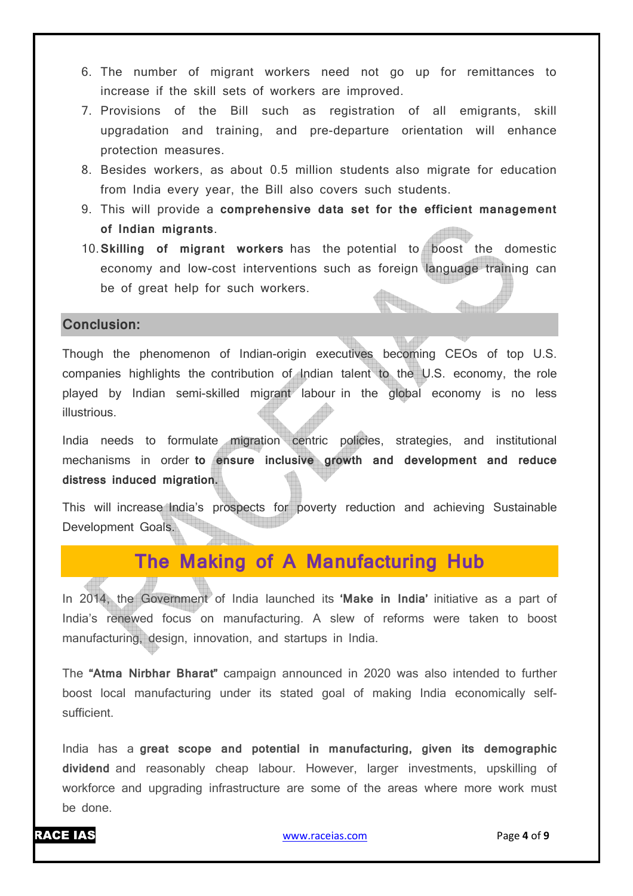6. The number of migrant workers need not go up for remittances to increase if the skill sets of workers are improved.
7. Provisions of the Bill such as registration of all emigrants, skill upgradation and training, and pre-departure orientation will enhance protection measures.
8. Besides workers, as about 0.5 million students also migrate for education from India every year, the Bill also covers such students.
9. This will provide a **comprehensive data set for the efficient management of Indian migrants**.
10. **Skilling of migrant workers** has the potential to boost the domestic economy and low-cost interventions such as foreign language training can be of great help for such workers.

## Conclusion:

Though the phenomenon of Indian-origin executives becoming CEOs of top U.S. companies highlights the contribution of Indian talent to the U.S. economy, the role played by Indian semi-skilled migrant labour in the global economy is no less illustrious.

India needs to formulate migration centric policies, strategies, and institutional mechanisms in order **to ensure inclusive growth and development and reduce distress induced migration.**

This will increase India's prospects for poverty reduction and achieving Sustainable Development Goals.

# The Making of A Manufacturing Hub

In 2014, the Government of India launched its **'Make in India'** initiative as a part of India's renewed focus on manufacturing. A slew of reforms were taken to boost manufacturing, design, innovation, and startups in India.

The **"Atma Nirbhar Bharat"** campaign announced in 2020 was also intended to further boost local manufacturing under its stated goal of making India economically self-sufficient.

India has a **great scope and potential in manufacturing, given its demographic dividend** and reasonably cheap labour. However, larger investments, upskilling of workforce and upgrading infrastructure are some of the areas where more work must be done.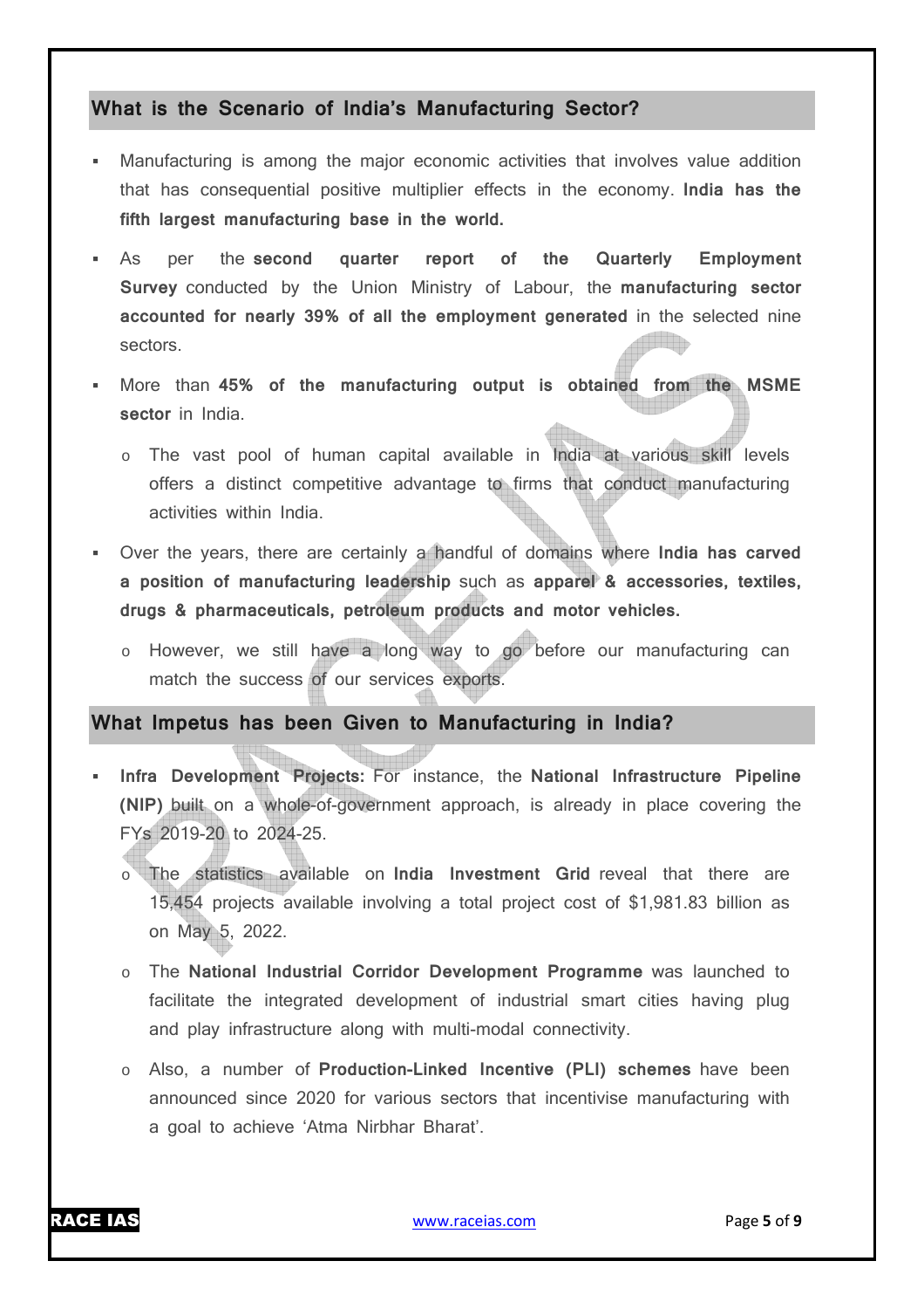## What is the Scenario of India's Manufacturing Sector?

- Manufacturing is among the major economic activities that involves value addition that has consequential positive multiplier effects in the economy. **India has the fifth largest manufacturing base in the world.**
- As per the **second quarter report of the Quarterly Employment Survey** conducted by the Union Ministry of Labour, the **manufacturing sector accounted for nearly 39% of all the employment generated** in the selected nine sectors.
- More than **45% of the manufacturing output is obtained from the MSME sector** in India.
  - The vast pool of human capital available in India at various skill levels offers a distinct competitive advantage to firms that conduct manufacturing activities within India.
- Over the years, there are certainly a handful of domains where **India has carved a position of manufacturing leadership** such as **apparel & accessories, textiles, drugs & pharmaceuticals, petroleum products and motor vehicles.**
  - However, we still have a long way to go before our manufacturing can match the success of our services exports.

## What Impetus has been Given to Manufacturing in India?

- **Infra Development Projects:** For instance, the **National Infrastructure Pipeline (NIP)** built on a whole-of-government approach, is already in place covering the FYs 2019-20 to 2024-25.
  - The statistics available on **India Investment Grid** reveal that there are 15,454 projects available involving a total project cost of $1,981.83 billion as on May 5, 2022.
  - The **National Industrial Corridor Development Programme** was launched to facilitate the integrated development of industrial smart cities having plug and play infrastructure along with multi-modal connectivity.
  - Also, a number of **Production-Linked Incentive (PLI) schemes** have been announced since 2020 for various sectors that incentivise manufacturing with a goal to achieve 'Atma Nirbhar Bharat'.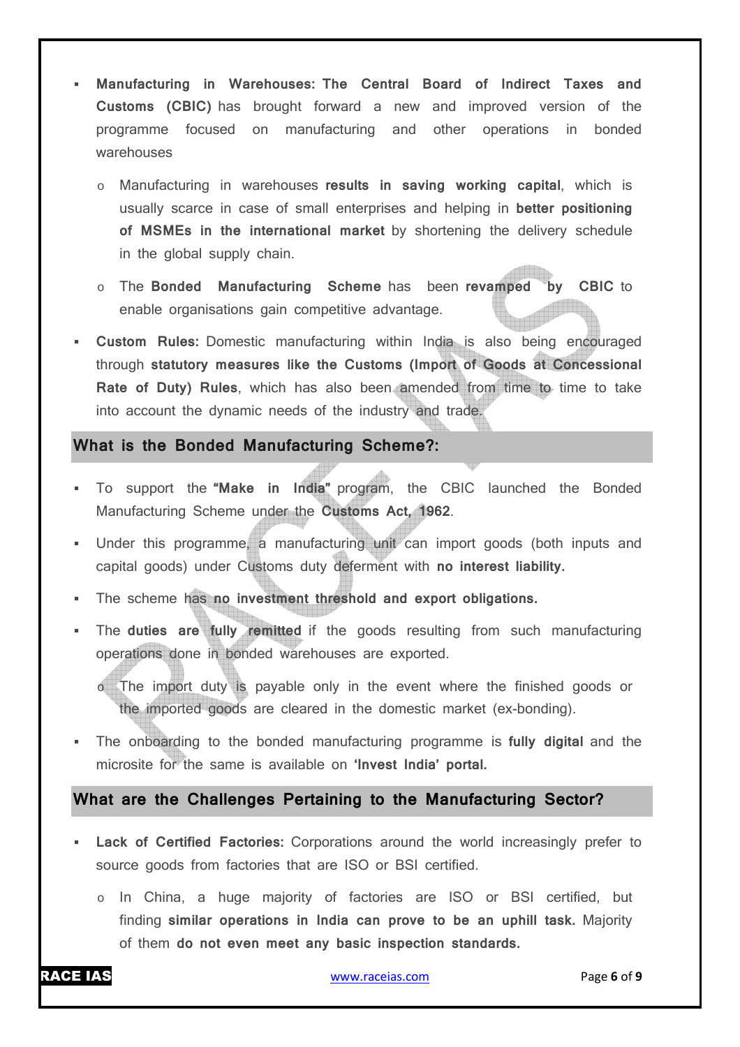- **Manufacturing in Warehouses: The Central Board of Indirect Taxes and Customs (CBIC)** has brought forward a new and improved version of the programme focused on manufacturing and other operations in bonded warehouses
  - Manufacturing in warehouses **results in saving working capital**, which is usually scarce in case of small enterprises and helping in **better positioning of MSMEs in the international market** by shortening the delivery schedule in the global supply chain.
  - The **Bonded Manufacturing Scheme** has been **revamped by CBIC** to enable organisations gain competitive advantage.
- **Custom Rules:** Domestic manufacturing within India is also being encouraged through **statutory measures like the Customs (Import of Goods at Concessional Rate of Duty) Rules**, which has also been amended from time to time to take into account the dynamic needs of the industry and trade.

## What is the Bonded Manufacturing Scheme?:

- To support the **"Make in India"** program, the CBIC launched the Bonded Manufacturing Scheme under the **Customs Act, 1962**.
- Under this programme, a manufacturing unit can import goods (both inputs and capital goods) under Customs duty deferment with **no interest liability.**
- The scheme has **no investment threshold and export obligations.**
- The **duties are fully remitted** if the goods resulting from such manufacturing operations done in bonded warehouses are exported.
  - The import duty is payable only in the event where the finished goods or the imported goods are cleared in the domestic market (ex-bonding).
- The onboarding to the bonded manufacturing programme is **fully digital** and the microsite for the same is available on **'Invest India' portal.**

## What are the Challenges Pertaining to the Manufacturing Sector?

- **Lack of Certified Factories:** Corporations around the world increasingly prefer to source goods from factories that are ISO or BSI certified.
  - In China, a huge majority of factories are ISO or BSI certified, but finding **similar operations in India can prove to be an uphill task.** Majority of them **do not even meet any basic inspection standards.**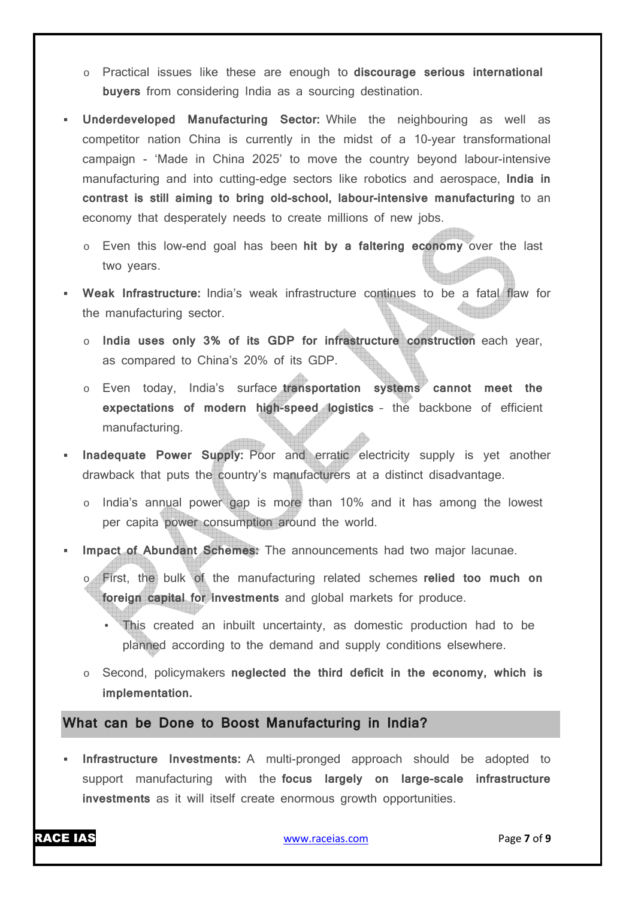- Practical issues like these are enough to **discourage serious international buyers** from considering India as a sourcing destination.
- **Underdeveloped Manufacturing Sector:** While the neighbouring as well as competitor nation China is currently in the midst of a 10-year transformational campaign - 'Made in China 2025' to move the country beyond labour-intensive manufacturing and into cutting-edge sectors like robotics and aerospace, **India in contrast is still aiming to bring old-school, labour-intensive manufacturing** to an economy that desperately needs to create millions of new jobs.
   - Even this low-end goal has been **hit by a faltering economy** over the last two years.
- **Weak Infrastructure:** India's weak infrastructure continues to be a fatal flaw for the manufacturing sector.
   - **India uses only 3% of its GDP for infrastructure construction** each year, as compared to China's 20% of its GDP.
   - Even today, India's surface **transportation systems cannot meet the expectations of modern high-speed logistics** – the backbone of efficient manufacturing.
- **Inadequate Power Supply:** Poor and erratic electricity supply is yet another drawback that puts the country's manufacturers at a distinct disadvantage.
   - India's annual power gap is more than 10% and it has among the lowest per capita power consumption around the world.
- **Impact of Abundant Schemes:** The announcements had two major lacunae.
   - First, the bulk of the manufacturing related schemes **relied too much on foreign capital for investments** and global markets for produce.
      - This created an inbuilt uncertainty, as domestic production had to be planned according to the demand and supply conditions elsewhere.
   - Second, policymakers **neglected the third deficit in the economy, which is implementation.**

## What can be Done to Boost Manufacturing in India?

- **Infrastructure Investments:** A multi-pronged approach should be adopted to support manufacturing with the **focus largely on large-scale infrastructure investments** as it will itself create enormous growth opportunities.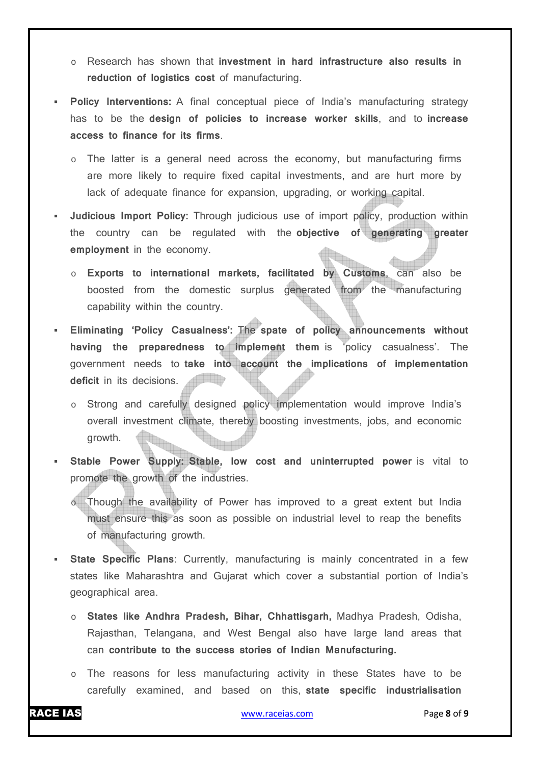- Research has shown that **investment in hard infrastructure also results in reduction of logistics cost** of manufacturing.

- **Policy Interventions:** A final conceptual piece of India's manufacturing strategy has to be the **design of policies to increase worker skills**, and to **increase access to finance for its firms**.
  - The latter is a general need across the economy, but manufacturing firms are more likely to require fixed capital investments, and are hurt more by lack of adequate finance for expansion, upgrading, or working capital.

- **Judicious Import Policy:** Through judicious use of import policy, production within the country can be regulated with the **objective of generating greater employment** in the economy.
  - **Exports to international markets, facilitated by Customs**, can also be boosted from the domestic surplus generated from the manufacturing capability within the country.

- **Eliminating 'Policy Casualness':** The **spate of policy announcements without having the preparedness to implement them** is 'policy casualness'. The government needs to **take into account the implications of implementation deficit** in its decisions.
  - Strong and carefully designed policy implementation would improve India's overall investment climate, thereby boosting investments, jobs, and economic growth.

- **Stable Power Supply: Stable, low cost and uninterrupted power** is vital to promote the growth of the industries.
  - Though the availability of Power has improved to a great extent but India must ensure this as soon as possible on industrial level to reap the benefits of manufacturing growth.

- **State Specific Plans**: Currently, manufacturing is mainly concentrated in a few states like Maharashtra and Gujarat which cover a substantial portion of India's geographical area.
  - **States like Andhra Pradesh, Bihar, Chhattisgarh,** Madhya Pradesh, Odisha, Rajasthan, Telangana, and West Bengal also have large land areas that can **contribute to the success stories of Indian Manufacturing.**
  - The reasons for less manufacturing activity in these States have to be carefully examined, and based on this, **state specific industrialisation**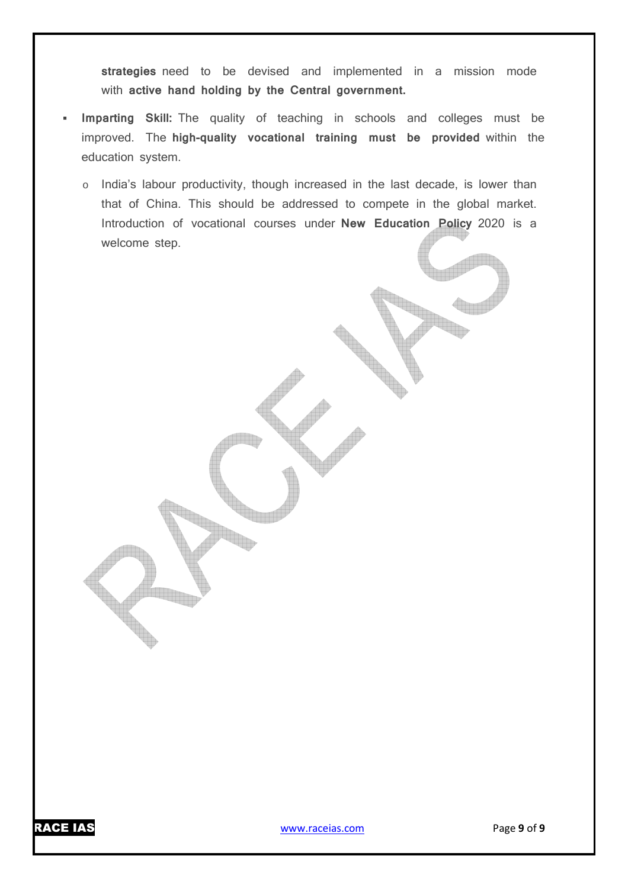**strategies** need to be devised and implemented in a mission mode with **active hand holding by the Central government.**

- **Imparting Skill:** The quality of teaching in schools and colleges must be improved. The **high-quality vocational training must be provided** within the education system.
    - India's labour productivity, though increased in the last decade, is lower than that of China. This should be addressed to compete in the global market. Introduction of vocational courses under **New Education Policy** 2020 is a welcome step.